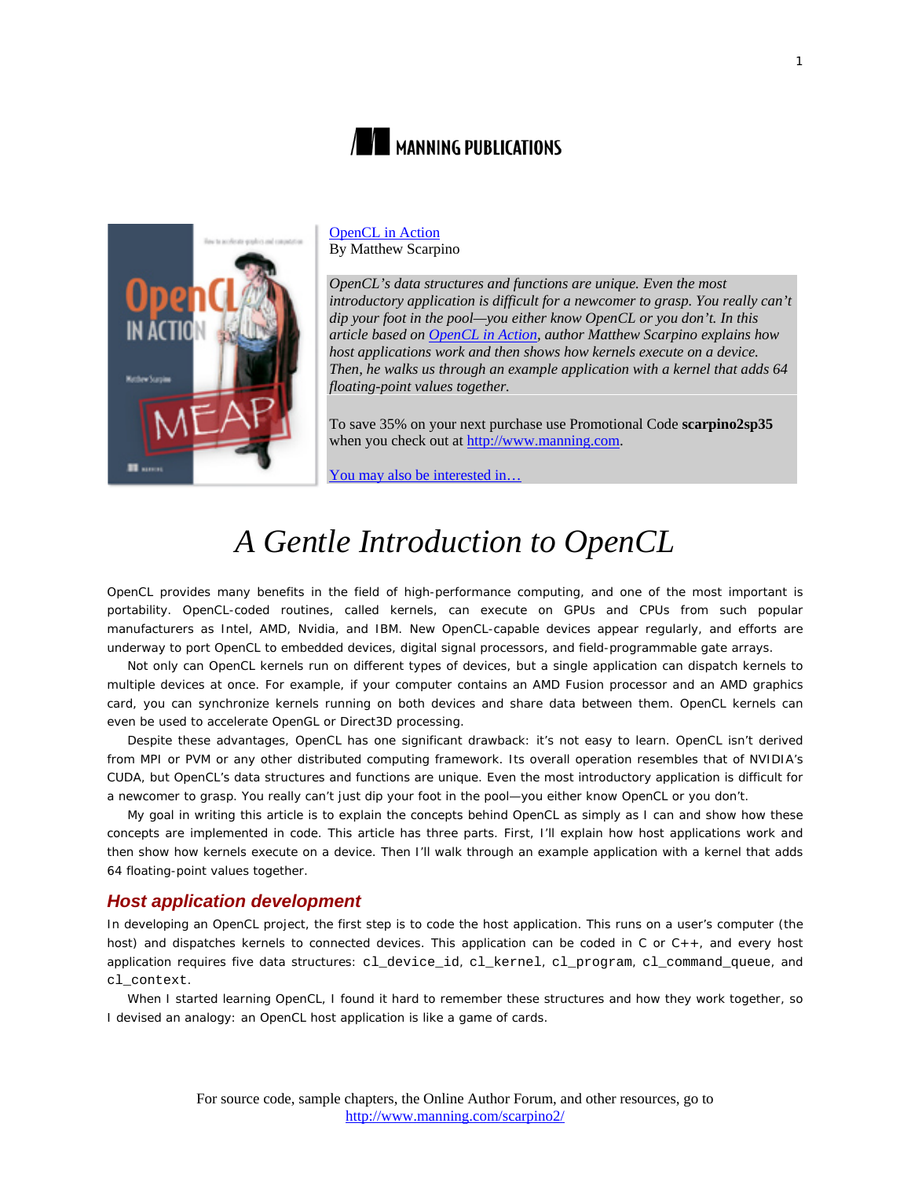MANNING PUBLICATIONS

[OpenCL in Action](#)
By Matthew Scarpino

*OpenCL's data structures and functions are unique. Even the most introductory application is difficult for a newcomer to grasp. You really can't dip your foot in the pool—you either know OpenCL or you don't. In this article based on [OpenCL in Action](#), author Matthew Scarpino explains how host applications work and then shows how kernels execute on a device. Then, he walks us through an example application with a kernel that adds 64 floating-point values together.*

To save 35% on your next purchase use Promotional Code **scarpino2sp35** when you check out at http://www.manning.com.

[You may also be interested in…](#)

# *A Gentle Introduction to OpenCL*

OpenCL provides many benefits in the field of high-performance computing, and one of the most important is portability. OpenCL-coded routines, called kernels, can execute on GPUs and CPUs from such popular manufacturers as Intel, AMD, Nvidia, and IBM. New OpenCL-capable devices appear regularly, and efforts are underway to port OpenCL to embedded devices, digital signal processors, and field-programmable gate arrays.

Not only can OpenCL kernels run on different types of devices, but a single application can dispatch kernels to multiple devices at once. For example, if your computer contains an AMD Fusion processor and an AMD graphics card, you can synchronize kernels running on both devices and share data between them. OpenCL kernels can even be used to accelerate OpenGL or Direct3D processing.

Despite these advantages, OpenCL has one significant drawback: it's not easy to learn. OpenCL isn't derived from MPI or PVM or any other distributed computing framework. Its overall operation resembles that of NVIDIA's CUDA, but OpenCL's data structures and functions are unique. Even the most introductory application is difficult for a newcomer to grasp. You really can't just dip your foot in the pool—you either know OpenCL or you don't.

My goal in writing this article is to explain the concepts behind OpenCL as simply as I can and show how these concepts are implemented in code. This article has three parts. First, I'll explain how host applications work and then show how kernels execute on a device. Then I'll walk through an example application with a kernel that adds 64 floating-point values together.

## *Host application development*

In developing an OpenCL project, the first step is to code the host application. This runs on a user's computer (the host) and dispatches kernels to connected devices. This application can be coded in C or C++, and every host application requires five data structures: `cl_device_id`, `cl_kernel`, `cl_program`, `cl_command_queue`, and `cl_context`.

When I started learning OpenCL, I found it hard to remember these structures and how they work together, so I devised an analogy: an OpenCL host application is like a game of cards.

For source code, sample chapters, the Online Author Forum, and other resources, go to http://www.manning.com/scarpino2/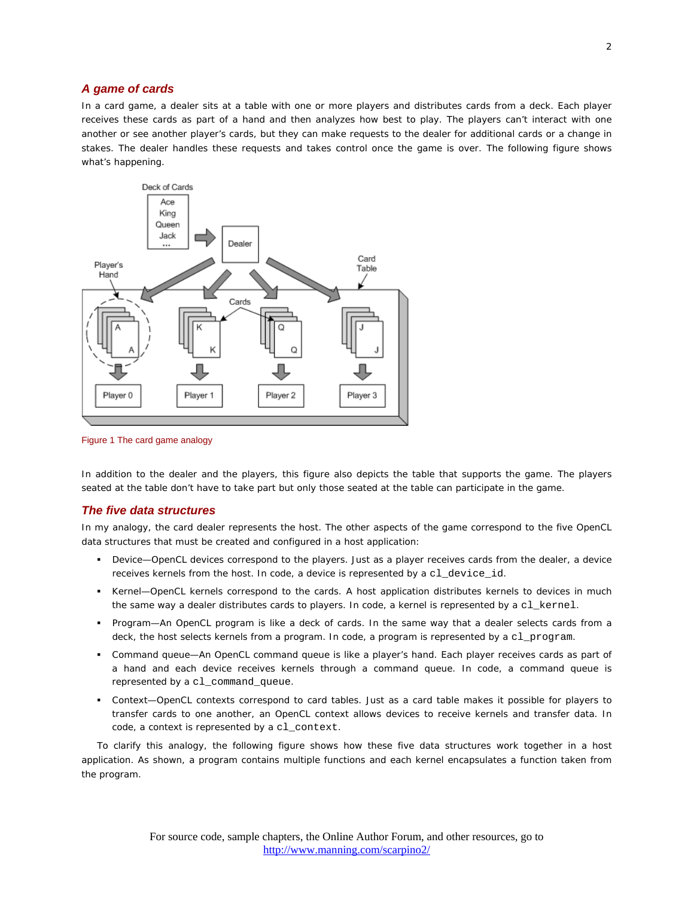## *A game of cards*

In a card game, a dealer sits at a table with one or more players and distributes cards from a deck. Each player receives these cards as part of a hand and then analyzes how best to play. The players can't interact with one another or see another player's cards, but they can make requests to the dealer for additional cards or a change in stakes. The dealer handles these requests and takes control once the game is over. The following figure shows what's happening.

Figure 1 The card game analogy

In addition to the dealer and the players, this figure also depicts the table that supports the game. The players seated at the table don't have to take part but only those seated at the table can participate in the game.

## *The five data structures*

In my analogy, the card dealer represents the host. The other aspects of the game correspond to the five OpenCL data structures that must be created and configured in a host application:

- Device—OpenCL devices correspond to the players. Just as a player receives cards from the dealer, a device receives kernels from the host. In code, a device is represented by a `cl_device_id`.
- Kernel—OpenCL kernels correspond to the cards. A host application distributes kernels to devices in much the same way a dealer distributes cards to players. In code, a kernel is represented by a `cl_kernel`.
- Program—An OpenCL program is like a deck of cards. In the same way that a dealer selects cards from a deck, the host selects kernels from a program. In code, a program is represented by a `cl_program`.
- Command queue—An OpenCL command queue is like a player's hand. Each player receives cards as part of a hand and each device receives kernels through a command queue. In code, a command queue is represented by a `cl_command_queue`.
- Context—OpenCL contexts correspond to card tables. Just as a card table makes it possible for players to transfer cards to one another, an OpenCL context allows devices to receive kernels and transfer data. In code, a context is represented by a `cl_context`.

To clarify this analogy, the following figure shows how these five data structures work together in a host application. As shown, a program contains multiple functions and each kernel encapsulates a function taken from the program.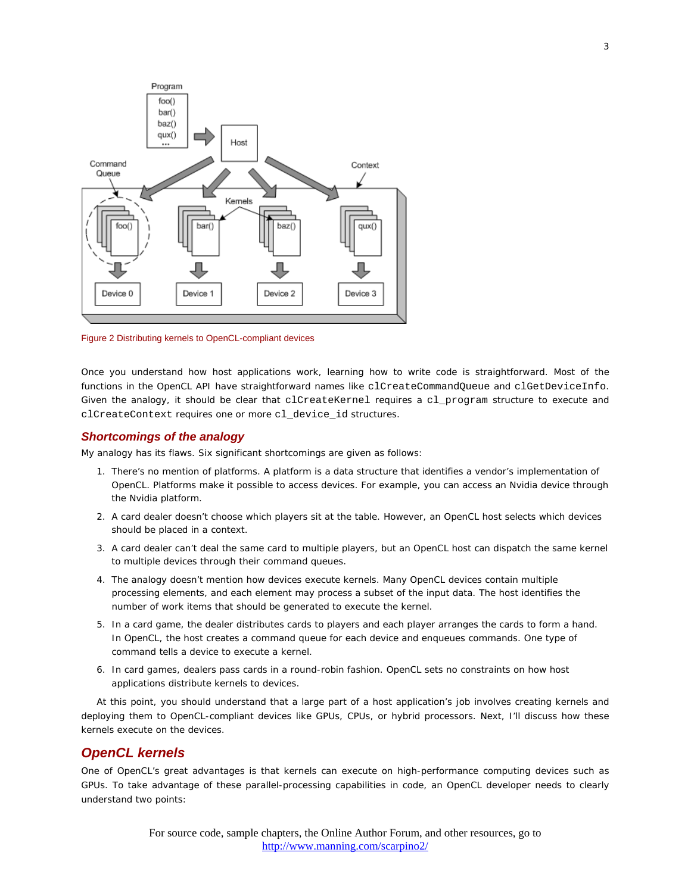Figure 2 Distributing kernels to OpenCL-compliant devices

Once you understand how host applications work, learning how to write code is straightforward. Most of the functions in the OpenCL API have straightforward names like `clCreateCommandQueue` and `clGetDeviceInfo`. Given the analogy, it should be clear that `clCreateKernel` requires a `cl_program` structure to execute and `clCreateContext` requires one or more `cl_device_id` structures.

### *Shortcomings of the analogy*

My analogy has its flaws. Six significant shortcomings are given as follows:

1. There's no mention of platforms. A platform is a data structure that identifies a vendor's implementation of OpenCL. Platforms make it possible to access devices. For example, you can access an Nvidia device through the Nvidia platform.
2. A card dealer doesn't choose which players sit at the table. However, an OpenCL host selects which devices should be placed in a context.
3. A card dealer can't deal the same card to multiple players, but an OpenCL host can dispatch the same kernel to multiple devices through their command queues.
4. The analogy doesn't mention how devices execute kernels. Many OpenCL devices contain multiple processing elements, and each element may process a subset of the input data. The host identifies the number of work items that should be generated to execute the kernel.
5. In a card game, the dealer distributes cards to players and each player arranges the cards to form a hand. In OpenCL, the host creates a command queue for each device and enqueues commands. One type of command tells a device to execute a kernel.
6. In card games, dealers pass cards in a round-robin fashion. OpenCL sets no constraints on how host applications distribute kernels to devices.

At this point, you should understand that a large part of a host application's job involves creating kernels and deploying them to OpenCL-compliant devices like GPUs, CPUs, or hybrid processors. Next, I'll discuss how these kernels execute on the devices.

## *OpenCL kernels*

One of OpenCL's great advantages is that kernels can execute on high-performance computing devices such as GPUs. To take advantage of these parallel-processing capabilities in code, an OpenCL developer needs to clearly understand two points: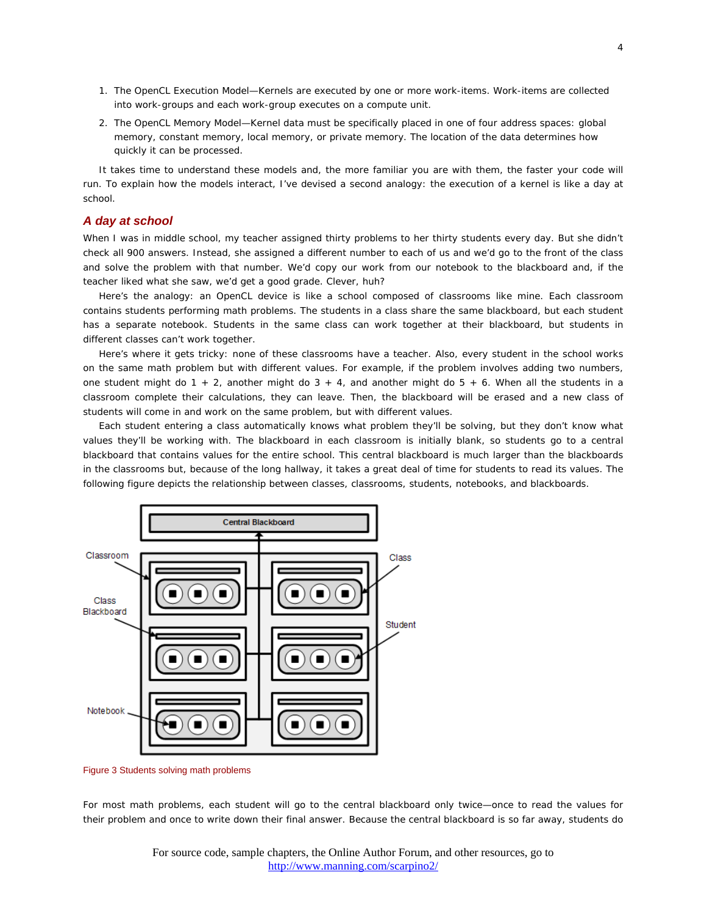1. The OpenCL Execution Model—Kernels are executed by one or more work-items. Work-items are collected into work-groups and each work-group executes on a compute unit.
2. The OpenCL Memory Model—Kernel data must be specifically placed in one of four address spaces: global memory, constant memory, local memory, or private memory. The location of the data determines how quickly it can be processed.

It takes time to understand these models and, the more familiar you are with them, the faster your code will run. To explain how the models interact, I've devised a second analogy: the execution of a kernel is like a day at school.

### A day at school

When I was in middle school, my teacher assigned thirty problems to her thirty students every day. But she didn't check all 900 answers. Instead, she assigned a different number to each of us and we'd go to the front of the class and solve the problem with that number. We'd copy our work from our notebook to the blackboard and, if the teacher liked what she saw, we'd get a good grade. Clever, huh?

Here's the analogy: an OpenCL device is like a school composed of classrooms like mine. Each classroom contains students performing math problems. The students in a class share the same blackboard, but each student has a separate notebook. Students in the same class can work together at their blackboard, but students in different classes can't work together.

Here's where it gets tricky: none of these classrooms have a teacher. Also, every student in the school works on the same math problem but with different values. For example, if the problem involves adding two numbers, one student might do 1 + 2, another might do 3 + 4, and another might do 5 + 6. When all the students in a classroom complete their calculations, they can leave. Then, the blackboard will be erased and a new class of students will come in and work on the same problem, but with different values.

Each student entering a class automatically knows what problem they'll be solving, but they don't know what values they'll be working with. The blackboard in each classroom is initially blank, so students go to a central blackboard that contains values for the entire school. This central blackboard is much larger than the blackboards in the classrooms but, because of the long hallway, it takes a great deal of time for students to read its values. The following figure depicts the relationship between classes, classrooms, students, notebooks, and blackboards.

Figure 3 Students solving math problems

For most math problems, each student will go to the central blackboard only twice—once to read the values for their problem and once to write down their final answer. Because the central blackboard is so far away, students do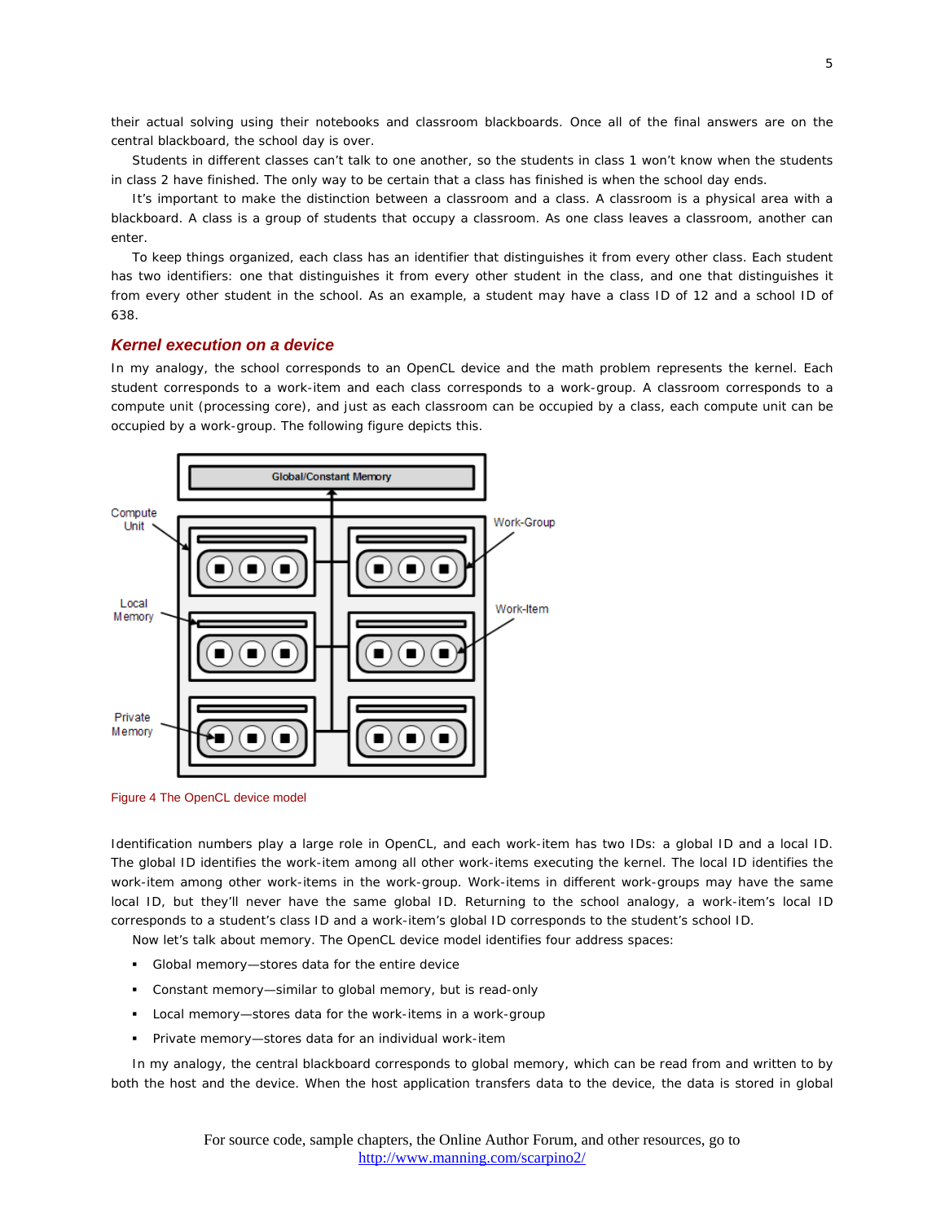their actual solving using their notebooks and classroom blackboards. Once all of the final answers are on the central blackboard, the school day is over.

Students in different classes can't talk to one another, so the students in class 1 won't know when the students in class 2 have finished. The only way to be certain that a class has finished is when the school day ends.

It's important to make the distinction between a classroom and a class. A classroom is a physical area with a blackboard. A class is a group of students that occupy a classroom. As one class leaves a classroom, another can enter.

To keep things organized, each class has an identifier that distinguishes it from every other class. Each student has two identifiers: one that distinguishes it from every other student in the class, and one that distinguishes it from every other student in the school. As an example, a student may have a class ID of 12 and a school ID of 638.

### Kernel execution on a device

In my analogy, the school corresponds to an OpenCL device and the math problem represents the kernel. Each student corresponds to a work-item and each class corresponds to a work-group. A classroom corresponds to a compute unit (processing core), and just as each classroom can be occupied by a class, each compute unit can be occupied by a work-group. The following figure depicts this.

Figure 4 The OpenCL device model

Identification numbers play a large role in OpenCL, and each work-item has two IDs: a global ID and a local ID. The global ID identifies the work-item among all other work-items executing the kernel. The local ID identifies the work-item among other work-items in the work-group. Work-items in different work-groups may have the same local ID, but they'll never have the same global ID. Returning to the school analogy, a work-item's local ID corresponds to a student's class ID and a work-item's global ID corresponds to the student's school ID.

Now let's talk about memory. The OpenCL device model identifies four address spaces:

- Global memory—stores data for the entire device
- Constant memory—similar to global memory, but is read-only
- Local memory—stores data for the work-items in a work-group
- Private memory—stores data for an individual work-item

In my analogy, the central blackboard corresponds to global memory, which can be read from and written to by both the host and the device. When the host application transfers data to the device, the data is stored in global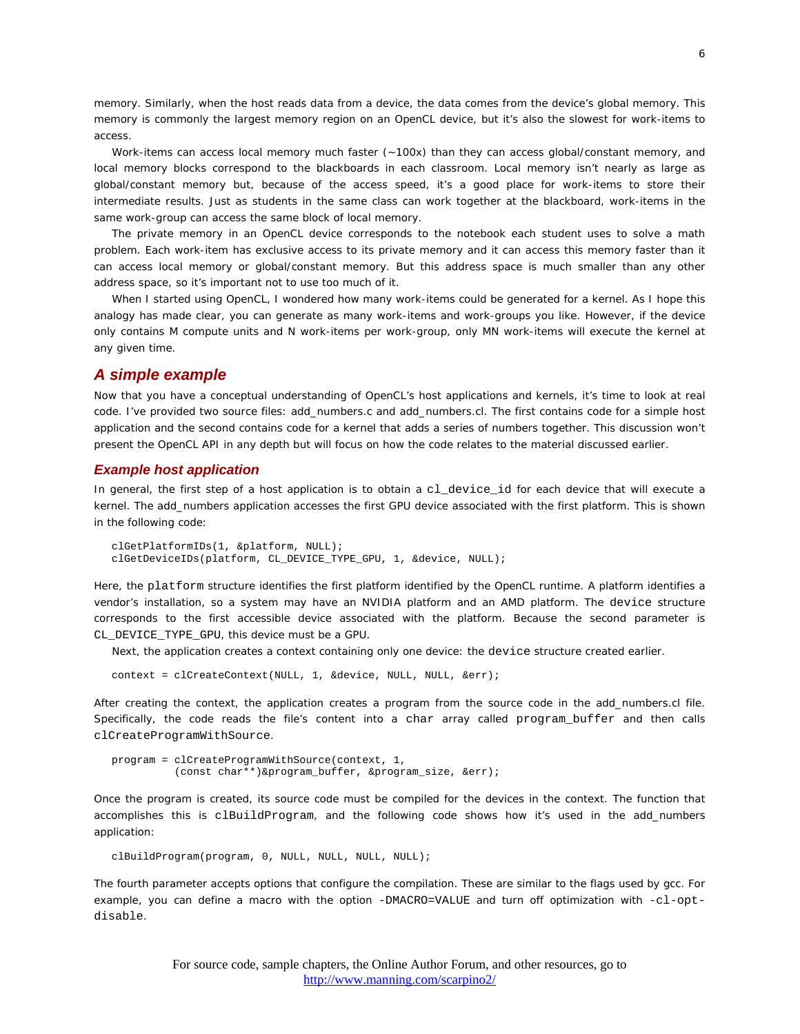memory. Similarly, when the host reads data from a device, the data comes from the device's global memory. This memory is commonly the largest memory region on an OpenCL device, but it's also the slowest for work-items to access.

Work-items can access local memory much faster (~100x) than they can access global/constant memory, and local memory blocks correspond to the blackboards in each classroom. Local memory isn't nearly as large as global/constant memory but, because of the access speed, it's a good place for work-items to store their intermediate results. Just as students in the same class can work together at the blackboard, work-items in the same work-group can access the same block of local memory.

The private memory in an OpenCL device corresponds to the notebook each student uses to solve a math problem. Each work-item has exclusive access to its private memory and it can access this memory faster than it can access local memory or global/constant memory. But this address space is much smaller than any other address space, so it's important not to use too much of it.

When I started using OpenCL, I wondered how many work-items could be generated for a kernel. As I hope this analogy has made clear, you can generate as many work-items and work-groups you like. However, if the device only contains M compute units and N work-items per work-group, only MN work-items will execute the kernel at any given time.

## *A simple example*

Now that you have a conceptual understanding of OpenCL's host applications and kernels, it's time to look at real code. I've provided two source files: add_numbers.c and add_numbers.cl. The first contains code for a simple host application and the second contains code for a kernel that adds a series of numbers together. This discussion won't present the OpenCL API in any depth but will focus on how the code relates to the material discussed earlier.

### *Example host application*

In general, the first step of a host application is to obtain a `cl_device_id` for each device that will execute a kernel. The add_numbers application accesses the first GPU device associated with the first platform. This is shown in the following code:

```
clGetPlatformIDs(1, &platform, NULL);
clGetDeviceIDs(platform, CL_DEVICE_TYPE_GPU, 1, &device, NULL);
```

Here, the `platform` structure identifies the first platform identified by the OpenCL runtime. A platform identifies a vendor's installation, so a system may have an NVIDIA platform and an AMD platform. The `device` structure corresponds to the first accessible device associated with the platform. Because the second parameter is `CL_DEVICE_TYPE_GPU`, this device must be a GPU.

Next, the application creates a context containing only one device: the `device` structure created earlier.

```
context = clCreateContext(NULL, 1, &device, NULL, NULL, &err);
```

After creating the context, the application creates a program from the source code in the add_numbers.cl file. Specifically, the code reads the file's content into a `char` array called `program_buffer` and then calls `clCreateProgramWithSource`.

```
program = clCreateProgramWithSource(context, 1,
          (const char**)&program_buffer, &program_size, &err);
```

Once the program is created, its source code must be compiled for the devices in the context. The function that accomplishes this is `clBuildProgram`, and the following code shows how it's used in the add_numbers application:

```
clBuildProgram(program, 0, NULL, NULL, NULL, NULL);
```

The fourth parameter accepts options that configure the compilation. These are similar to the flags used by gcc. For example, you can define a macro with the option `-DMACRO=VALUE` and turn off optimization with `-cl-opt-disable`.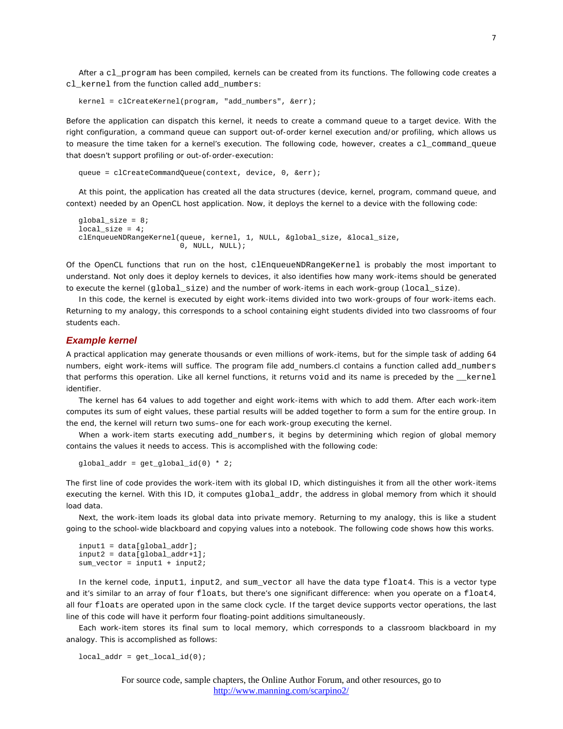After a `cl_program` has been compiled, kernels can be created from its functions. The following code creates a `cl_kernel` from the function called `add_numbers`:

```
kernel = clCreateKernel(program, "add_numbers", &err);
```

Before the application can dispatch this kernel, it needs to create a command queue to a target device. With the right configuration, a command queue can support out-of-order kernel execution and/or profiling, which allows us to measure the time taken for a kernel's execution. The following code, however, creates a `cl_command_queue` that doesn't support profiling or out-of-order-execution:

```
queue = clCreateCommandQueue(context, device, 0, &err);
```

At this point, the application has created all the data structures (device, kernel, program, command queue, and context) needed by an OpenCL host application. Now, it deploys the kernel to a device with the following code:

```
global_size = 8;
local_size = 4;
clEnqueueNDRangeKernel(queue, kernel, 1, NULL, &global_size, &local_size,
                       0, NULL, NULL);
```

Of the OpenCL functions that run on the host, `clEnqueueNDRangeKernel` is probably the most important to understand. Not only does it deploy kernels to devices, it also identifies how many work-items should be generated to execute the kernel (`global_size`) and the number of work-items in each work-group (`local_size`).

In this code, the kernel is executed by eight work-items divided into two work-groups of four work-items each. Returning to my analogy, this corresponds to a school containing eight students divided into two classrooms of four students each.

### *Example kernel*

A practical application may generate thousands or even millions of work-items, but for the simple task of adding 64 numbers, eight work-items will suffice. The program file add_numbers.cl contains a function called `add_numbers` that performs this operation. Like all kernel functions, it returns `void` and its name is preceded by the `__kernel` identifier.

The kernel has 64 values to add together and eight work-items with which to add them. After each work-item computes its sum of eight values, these partial results will be added together to form a sum for the entire group. In the end, the kernel will return two sums–one for each work-group executing the kernel.

When a work-item starts executing `add_numbers`, it begins by determining which region of global memory contains the values it needs to access. This is accomplished with the following code:

```
global_addr = get_global_id(0) * 2;
```

The first line of code provides the work-item with its global ID, which distinguishes it from all the other work-items executing the kernel. With this ID, it computes `global_addr`, the address in global memory from which it should load data.

Next, the work-item loads its global data into private memory. Returning to my analogy, this is like a student going to the school-wide blackboard and copying values into a notebook. The following code shows how this works.

```
input1 = data[global_addr];
input2 = data[global_addr+1];
sum_vector = input1 + input2;
```

In the kernel code, `input1`, `input2`, and `sum_vector` all have the data type `float4`. This is a vector type and it's similar to an array of four `floats`, but there's one significant difference: when you operate on a `float4`, all four `floats` are operated upon in the same clock cycle. If the target device supports vector operations, the last line of this code will have it perform four floating-point additions simultaneously.

Each work-item stores its final sum to local memory, which corresponds to a classroom blackboard in my analogy. This is accomplished as follows:

```
local_addr = get_local_id(0);
```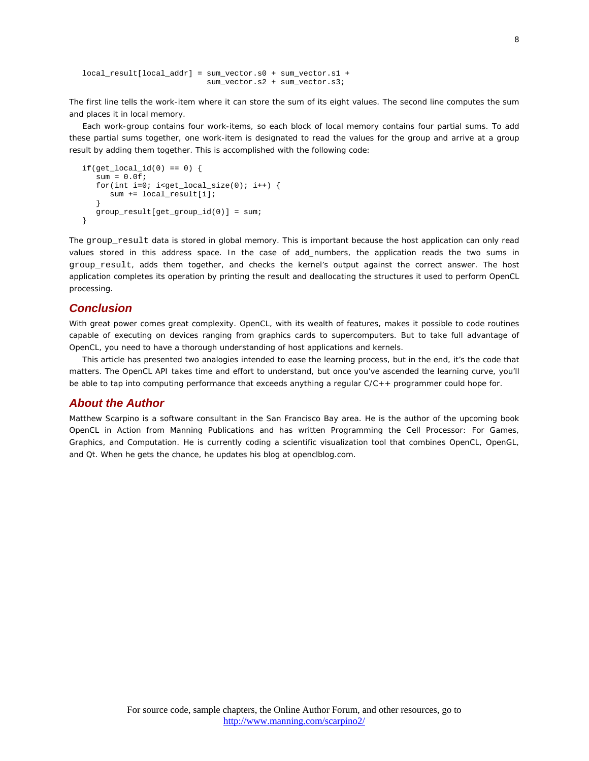```
local_result[local_addr] = sum_vector.s0 + sum_vector.s1 +
                           sum_vector.s2 + sum_vector.s3;
```

The first line tells the work-item where it can store the sum of its eight values. The second line computes the sum and places it in local memory.

Each work-group contains four work-items, so each block of local memory contains four partial sums. To add these partial sums together, one work-item is designated to read the values for the group and arrive at a group result by adding them together. This is accomplished with the following code:

```
if(get_local_id(0) == 0) {
   sum = 0.0f;
   for(int i=0; i<get_local_size(0); i++) {
      sum += local_result[i];
   }
   group_result[get_group_id(0)] = sum;
}
```

The `group_result` data is stored in global memory. This is important because the host application can only read values stored in this address space. In the case of add_numbers, the application reads the two sums in `group_result`, adds them together, and checks the kernel's output against the correct answer. The host application completes its operation by printing the result and deallocating the structures it used to perform OpenCL processing.

## Conclusion

With great power comes great complexity. OpenCL, with its wealth of features, makes it possible to code routines capable of executing on devices ranging from graphics cards to supercomputers. But to take full advantage of OpenCL, you need to have a thorough understanding of host applications and kernels.

This article has presented two analogies intended to ease the learning process, but in the end, it's the code that matters. The OpenCL API takes time and effort to understand, but once you've ascended the learning curve, you'll be able to tap into computing performance that exceeds anything a regular C/C++ programmer could hope for.

## About the Author

Matthew Scarpino is a software consultant in the San Francisco Bay area. He is the author of the upcoming book OpenCL in Action from Manning Publications and has written Programming the Cell Processor: For Games, Graphics, and Computation. He is currently coding a scientific visualization tool that combines OpenCL, OpenGL, and Qt. When he gets the chance, he updates his blog at openclblog.com.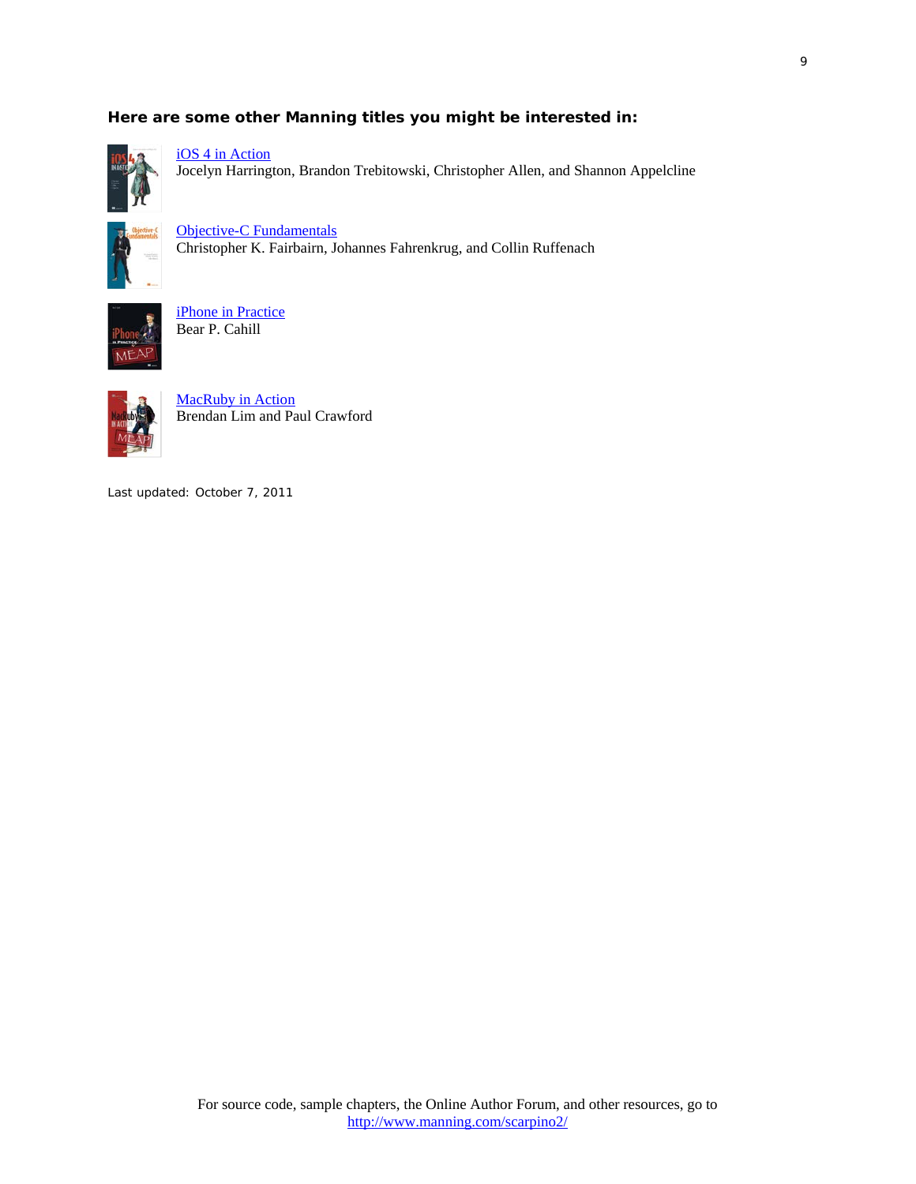**Here are some other Manning titles you might be interested in:**

[iOS 4 in Action](#)
Jocelyn Harrington, Brandon Trebitowski, Christopher Allen, and Shannon Appelcline

[Objective-C Fundamentals](#)
Christopher K. Fairbairn, Johannes Fahrenkrug, and Collin Ruffenach

[iPhone in Practice](#)
Bear P. Cahill

[MacRuby in Action](#)
Brendan Lim and Paul Crawford

Last updated: October 7, 2011

For source code, sample chapters, the Online Author Forum, and other resources, go to
http://www.manning.com/scarpino2/